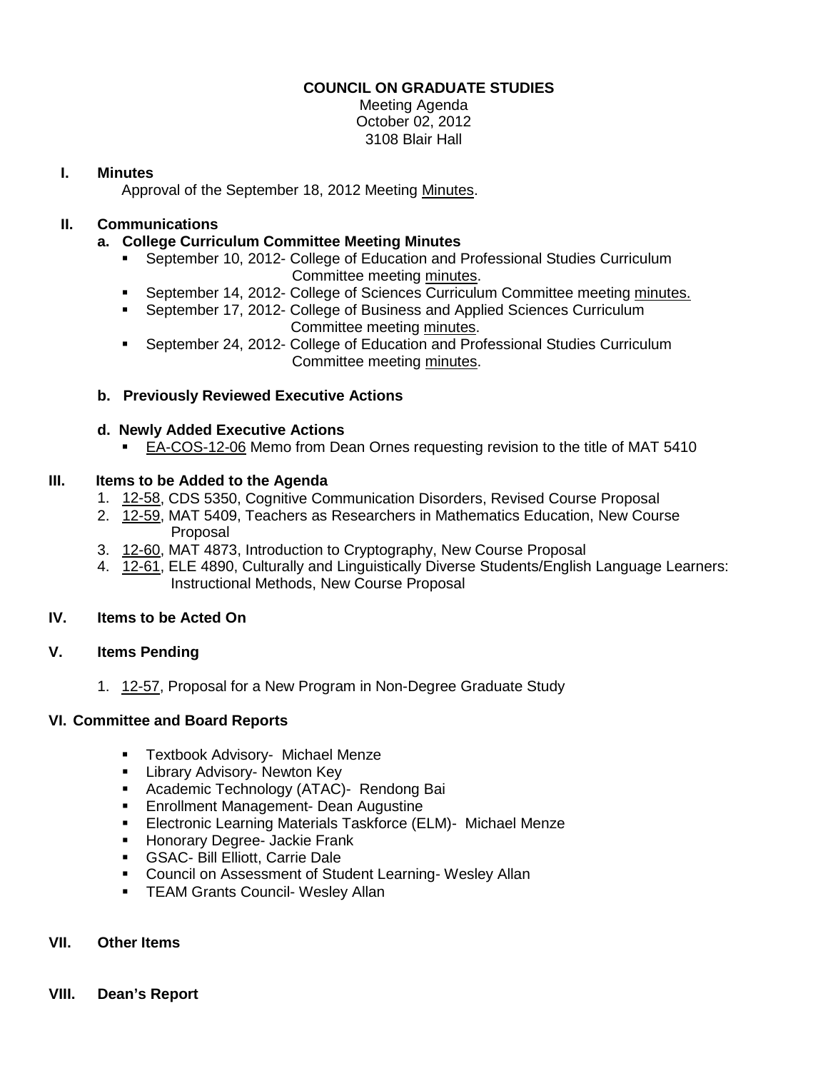# COUNCIL ON GRADUATE STUDIES

Meeting Agenda
October 02, 2012
3108 Blair Hall

## I. Minutes

Approval of the September 18, 2012 Meeting Minutes.

## II. Communications

### a. College Curriculum Committee Meeting Minutes

- September 10, 2012- College of Education and Professional Studies Curriculum Committee meeting minutes.
- September 14, 2012- College of Sciences Curriculum Committee meeting minutes.
- September 17, 2012- College of Business and Applied Sciences Curriculum Committee meeting minutes.
- September 24, 2012- College of Education and Professional Studies Curriculum Committee meeting minutes.

### b. Previously Reviewed Executive Actions

### d. Newly Added Executive Actions

- EA-COS-12-06 Memo from Dean Ornes requesting revision to the title of MAT 5410

## III. Items to be Added to the Agenda

1. 12-58, CDS 5350, Cognitive Communication Disorders, Revised Course Proposal
2. 12-59, MAT 5409, Teachers as Researchers in Mathematics Education, New Course Proposal
3. 12-60, MAT 4873, Introduction to Cryptography, New Course Proposal
4. 12-61, ELE 4890, Culturally and Linguistically Diverse Students/English Language Learners: Instructional Methods, New Course Proposal

## IV. Items to be Acted On

## V. Items Pending

1. 12-57, Proposal for a New Program in Non-Degree Graduate Study

## VI. Committee and Board Reports

- Textbook Advisory- Michael Menze
- Library Advisory- Newton Key
- Academic Technology (ATAC)- Rendong Bai
- Enrollment Management- Dean Augustine
- Electronic Learning Materials Taskforce (ELM)- Michael Menze
- Honorary Degree- Jackie Frank
- GSAC- Bill Elliott, Carrie Dale
- Council on Assessment of Student Learning- Wesley Allan
- TEAM Grants Council- Wesley Allan

## VII. Other Items

## VIII. Dean's Report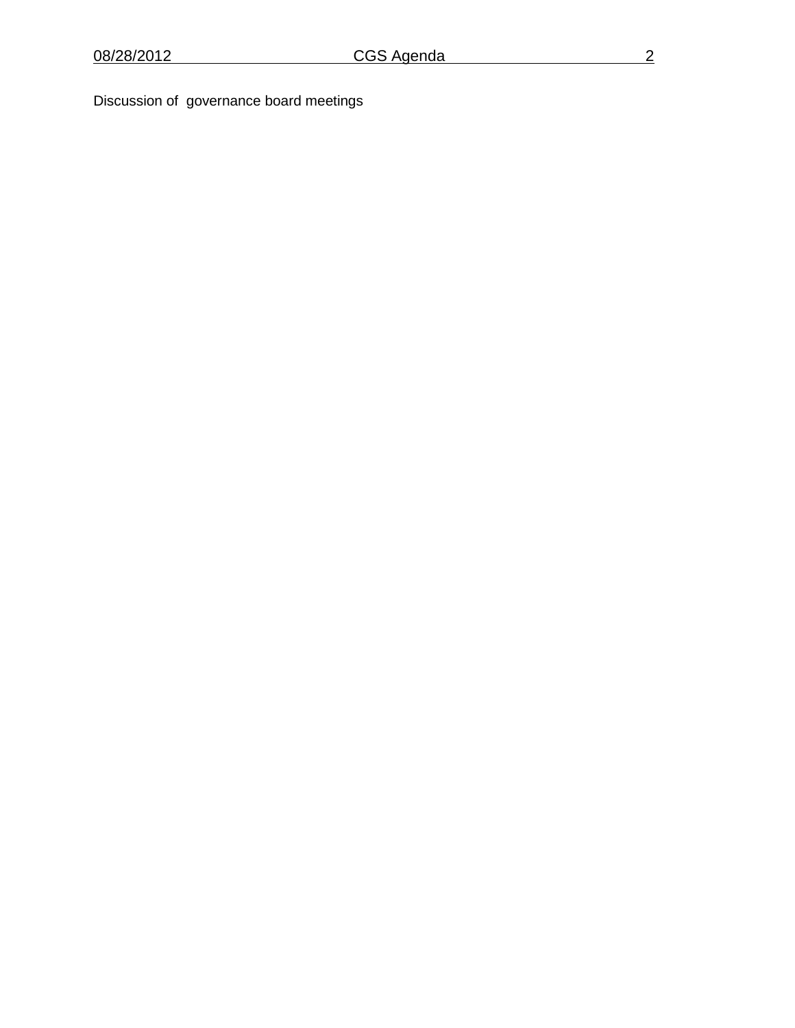Discussion of governance board meetings